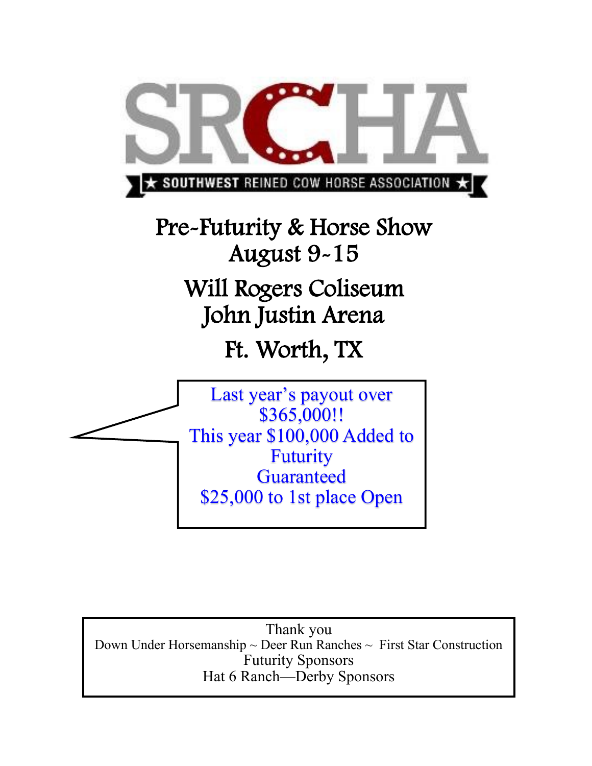# SRCHA

★ SOUTHWEST REINED COW HORSE ASSOCIATION ★

## Pre-Futurity & Horse Show
## August 9-15

## Will Rogers Coliseum
## John Justin Arena

## Ft. Worth, TX

Last year's payout over $365,000!!
This year $100,000 Added to Futurity
Guaranteed
$25,000 to 1st place Open

Thank you
Down Under Horsemanship ~ Deer Run Ranches ~ First Star Construction
Futurity Sponsors
Hat 6 Ranch—Derby Sponsors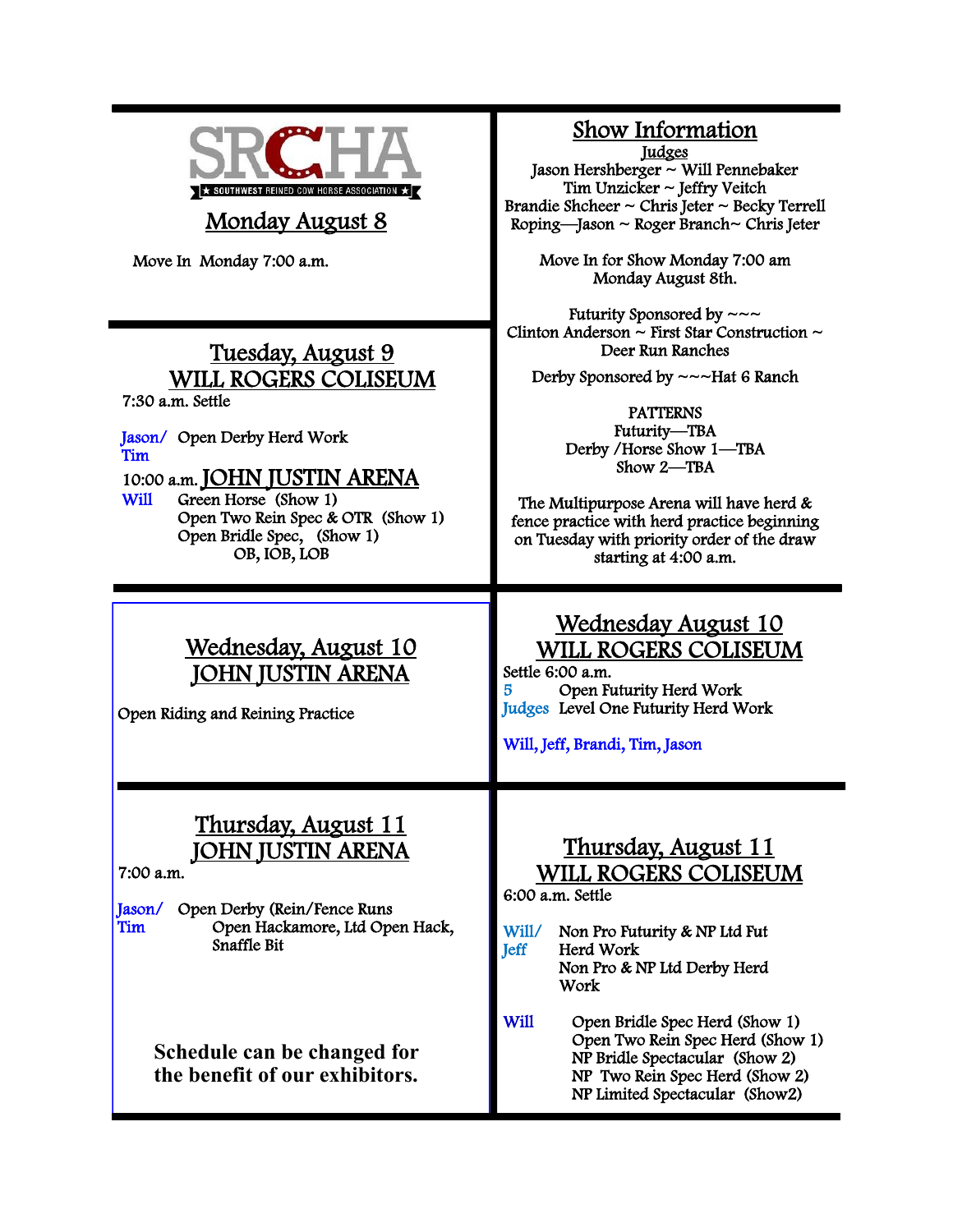SRCHA

★ SOUTHWEST REINED COW HORSE ASSOCIATION ★

## Monday August 8

Move In Monday 7:00 a.m.

## Tuesday, August 9
## WILL ROGERS COLISEUM

7:30 a.m. Settle

Jason/ Tim — Open Derby Herd Work

10:00 a.m. **JOHN JUSTIN ARENA**

Will — Green Horse (Show 1)
Open Two Rein Spec & OTR (Show 1)
Open Bridle Spec, (Show 1)
OB, IOB, LOB

## Wednesday, August 10
## JOHN JUSTIN ARENA

Open Riding and Reining Practice

## Thursday, August 11
## JOHN JUSTIN ARENA

7:00 a.m.

Jason/ Tim — Open Derby (Rein/Fence Runs
Open Hackamore, Ltd Open Hack,
Snaffle Bit

**Schedule can be changed for the benefit of our exhibitors.**

## Show Information

Judges

Jason Hershberger ~ Will Pennebaker
Tim Unzicker ~ Jeffry Veitch
Brandie Shcheer ~ Chris Jeter ~ Becky Terrell
Roping—Jason ~ Roger Branch~ Chris Jeter

Move In for Show Monday 7:00 am
Monday August 8th.

Futurity Sponsored by ~~~
Clinton Anderson ~ First Star Construction ~
Deer Run Ranches

Derby Sponsored by ~~~Hat 6 Ranch

PATTERNS
Futurity—TBA
Derby /Horse Show 1—TBA
Show 2—TBA

The Multipurpose Arena will have herd & fence practice with herd practice beginning on Tuesday with priority order of the draw starting at 4:00 a.m.

## Wednesday August 10
## WILL ROGERS COLISEUM

Settle 6:00 a.m.

5 Judges — Open Futurity Herd Work
Level One Futurity Herd Work

Will, Jeff, Brandi, Tim, Jason

## Thursday, August 11
## WILL ROGERS COLISEUM

6:00 a.m. Settle

Will/ Jeff — Non Pro Futurity & NP Ltd Fut Herd Work
Non Pro & NP Ltd Derby Herd Work

Will — Open Bridle Spec Herd (Show 1)
Open Two Rein Spec Herd (Show 1)
NP Bridle Spectacular (Show 2)
NP Two Rein Spec Herd (Show 2)
NP Limited Spectacular (Show2)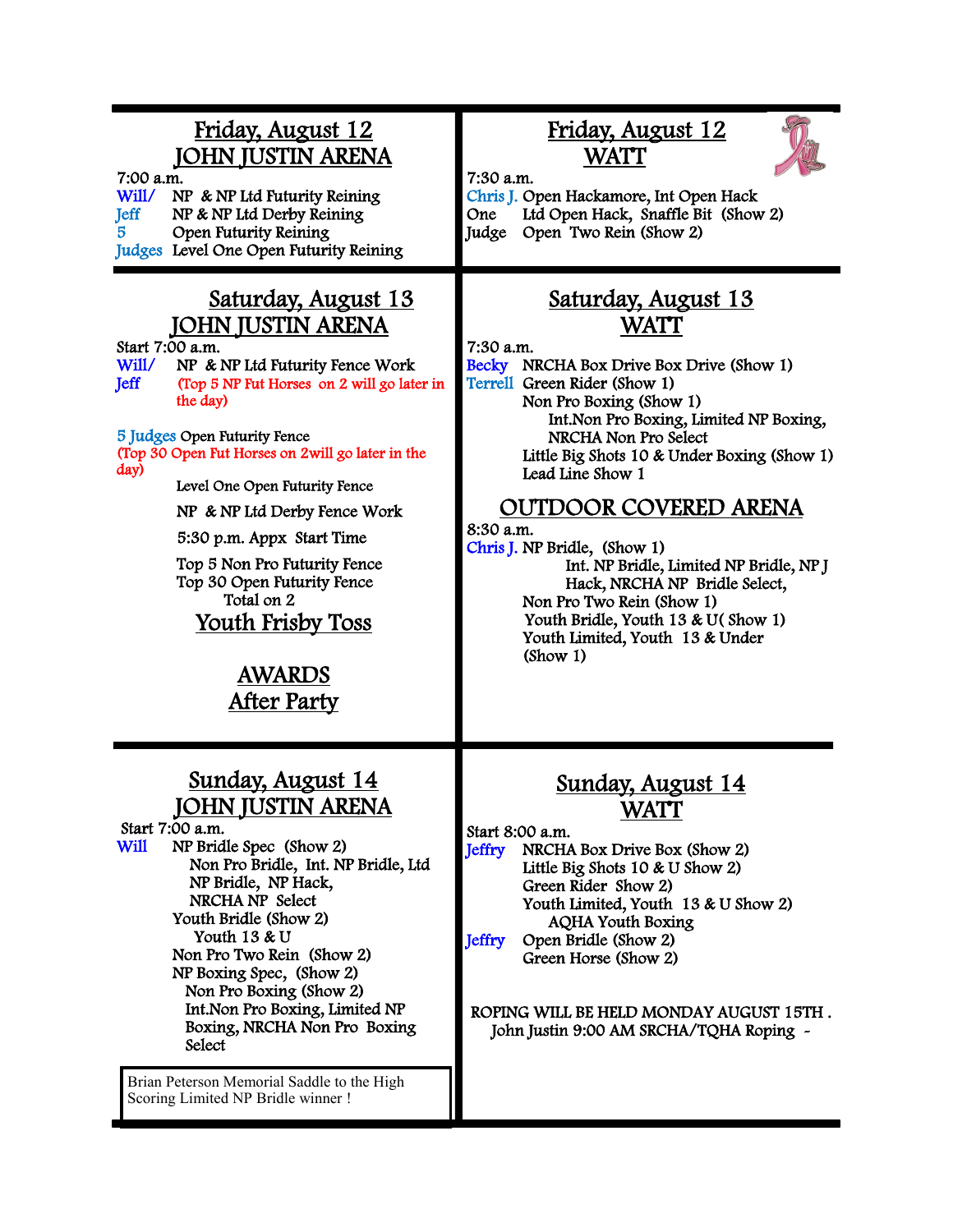## Friday, August 12
## JOHN JUSTIN ARENA

7:00 a.m.

Will/ Jeff 5 Judges

- NP & NP Ltd Futurity Reining
- NP & NP Ltd Derby Reining
- Open Futurity Reining
- Level One Open Futurity Reining

## Friday, August 12
## WATT

7:30 a.m.

Chris J. One Judge

- Open Hackamore, Int Open Hack
- Ltd Open Hack, Snaffle Bit (Show 2)
- Open Two Rein (Show 2)

## Saturday, August 13
## JOHN JUSTIN ARENA

Start 7:00 a.m.

Will/ Jeff

NP & NP Ltd Futurity Fence Work

(Top 5 NP Fut Horses on 2 will go later in the day)

5 Judges Open Futurity Fence

(Top 30 Open Fut Horses on 2will go later in the day)

Level One Open Futurity Fence

NP & NP Ltd Derby Fence Work

5:30 p.m. Appx Start Time

Top 5 Non Pro Futurity Fence
Top 30 Open Futurity Fence
Total on 2

### Youth Frisby Toss

### AWARDS
### After Party

## Saturday, August 13
## WATT

7:30 a.m.

Becky Terrell

NRCHA Box Drive Box Drive (Show 1)
Green Rider (Show 1)
Non Pro Boxing (Show 1)
Int.Non Pro Boxing, Limited NP Boxing, NRCHA Non Pro Select
Little Big Shots 10 & Under Boxing (Show 1)
Lead Line Show 1

## OUTDOOR COVERED ARENA

8:30 a.m.

Chris J. NP Bridle, (Show 1)

Int. NP Bridle, Limited NP Bridle, NP J Hack, NRCHA NP Bridle Select,
Non Pro Two Rein (Show 1)
Youth Bridle, Youth 13 & U( Show 1)
Youth Limited, Youth 13 & Under (Show 1)

## Sunday, August 14
## JOHN JUSTIN ARENA

Start 7:00 a.m.

Will

NP Bridle Spec (Show 2)
Non Pro Bridle, Int. NP Bridle, Ltd NP Bridle, NP Hack, NRCHA NP Select
Youth Bridle (Show 2)
Youth 13 & U
Non Pro Two Rein (Show 2)
NP Boxing Spec, (Show 2)
Non Pro Boxing (Show 2)
Int.Non Pro Boxing, Limited NP Boxing, NRCHA Non Pro Boxing Select

Brian Peterson Memorial Saddle to the High Scoring Limited NP Bridle winner !

## Sunday, August 14
## WATT

Start 8:00 a.m.

Jeffry

NRCHA Box Drive Box (Show 2)
Little Big Shots 10 & U Show 2)
Green Rider Show 2)
Youth Limited, Youth 13 & U Show 2)
AQHA Youth Boxing

Jeffry

Open Bridle (Show 2)
Green Horse (Show 2)

ROPING WILL BE HELD MONDAY AUGUST 15TH .
John Justin 9:00 AM SRCHA/TQHA Roping -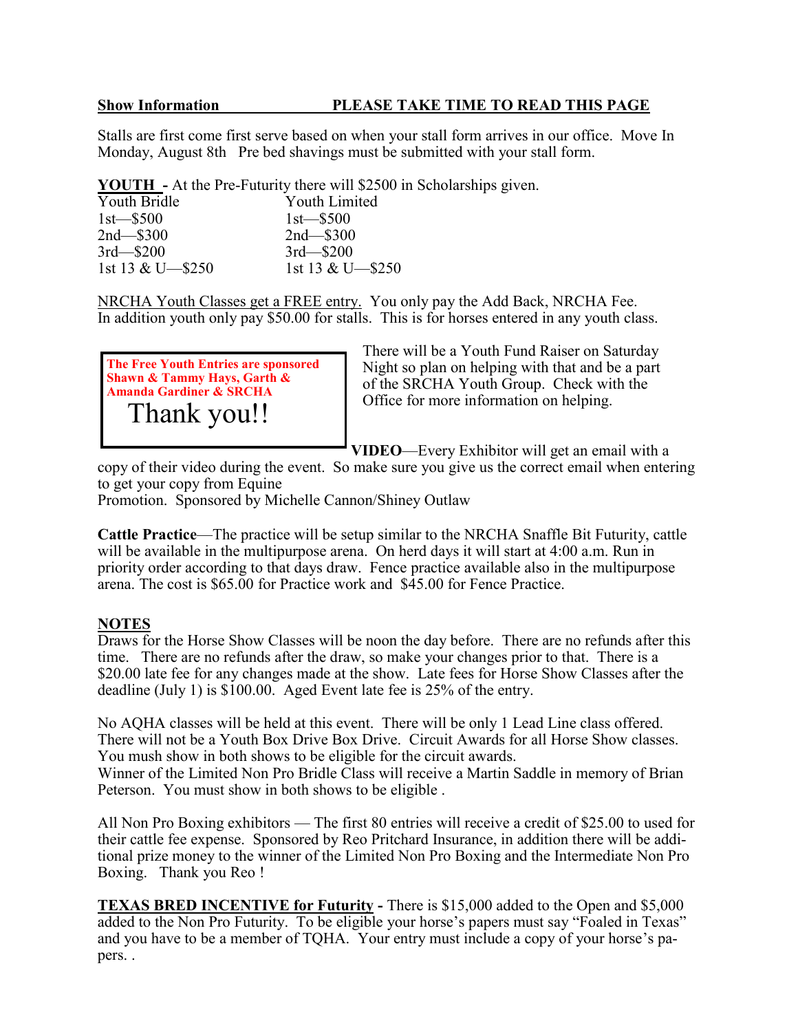**Show Information** **PLEASE TAKE TIME TO READ THIS PAGE**

Stalls are first come first serve based on when your stall form arrives in our office. Move In Monday, August 8th Pre bed shavings must be submitted with your stall form.

**YOUTH -** At the Pre-Futurity there will $2500 in Scholarships given.

| Youth Bridle | Youth Limited |
|---|---|
| 1st—$500 | 1st—$500 |
| 2nd—$300 | 2nd—$300 |
| 3rd—$200 | 3rd—$200 |
| 1st 13 & U—$250 | 1st 13 & U—$250 |

NRCHA Youth Classes get a FREE entry. You only pay the Add Back, NRCHA Fee. In addition youth only pay $50.00 for stalls. This is for horses entered in any youth class.

**The Free Youth Entries are sponsored Shawn & Tammy Hays, Garth & Amanda Gardiner & SRCHA**

Thank you!!

There will be a Youth Fund Raiser on Saturday Night so plan on helping with that and be a part of the SRCHA Youth Group. Check with the Office for more information on helping.

**VIDEO**—Every Exhibitor will get an email with a copy of their video during the event. So make sure you give us the correct email when entering to get your copy from Equine Promotion. Sponsored by Michelle Cannon/Shiney Outlaw

**Cattle Practice**—The practice will be setup similar to the NRCHA Snaffle Bit Futurity, cattle will be available in the multipurpose arena. On herd days it will start at 4:00 a.m. Run in priority order according to that days draw. Fence practice available also in the multipurpose arena. The cost is $65.00 for Practice work and $45.00 for Fence Practice.

**NOTES**

Draws for the Horse Show Classes will be noon the day before. There are no refunds after this time. There are no refunds after the draw, so make your changes prior to that. There is a $20.00 late fee for any changes made at the show. Late fees for Horse Show Classes after the deadline (July 1) is $100.00. Aged Event late fee is 25% of the entry.

No AQHA classes will be held at this event. There will be only 1 Lead Line class offered. There will not be a Youth Box Drive Box Drive. Circuit Awards for all Horse Show classes. You mush show in both shows to be eligible for the circuit awards.
Winner of the Limited Non Pro Bridle Class will receive a Martin Saddle in memory of Brian Peterson. You must show in both shows to be eligible .

All Non Pro Boxing exhibitors — The first 80 entries will receive a credit of $25.00 to used for their cattle fee expense. Sponsored by Reo Pritchard Insurance, in addition there will be additional prize money to the winner of the Limited Non Pro Boxing and the Intermediate Non Pro Boxing. Thank you Reo !

**TEXAS BRED INCENTIVE for Futurity -** There is $15,000 added to the Open and $5,000 added to the Non Pro Futurity. To be eligible your horse's papers must say "Foaled in Texas" and you have to be a member of TQHA. Your entry must include a copy of your horse's papers. .